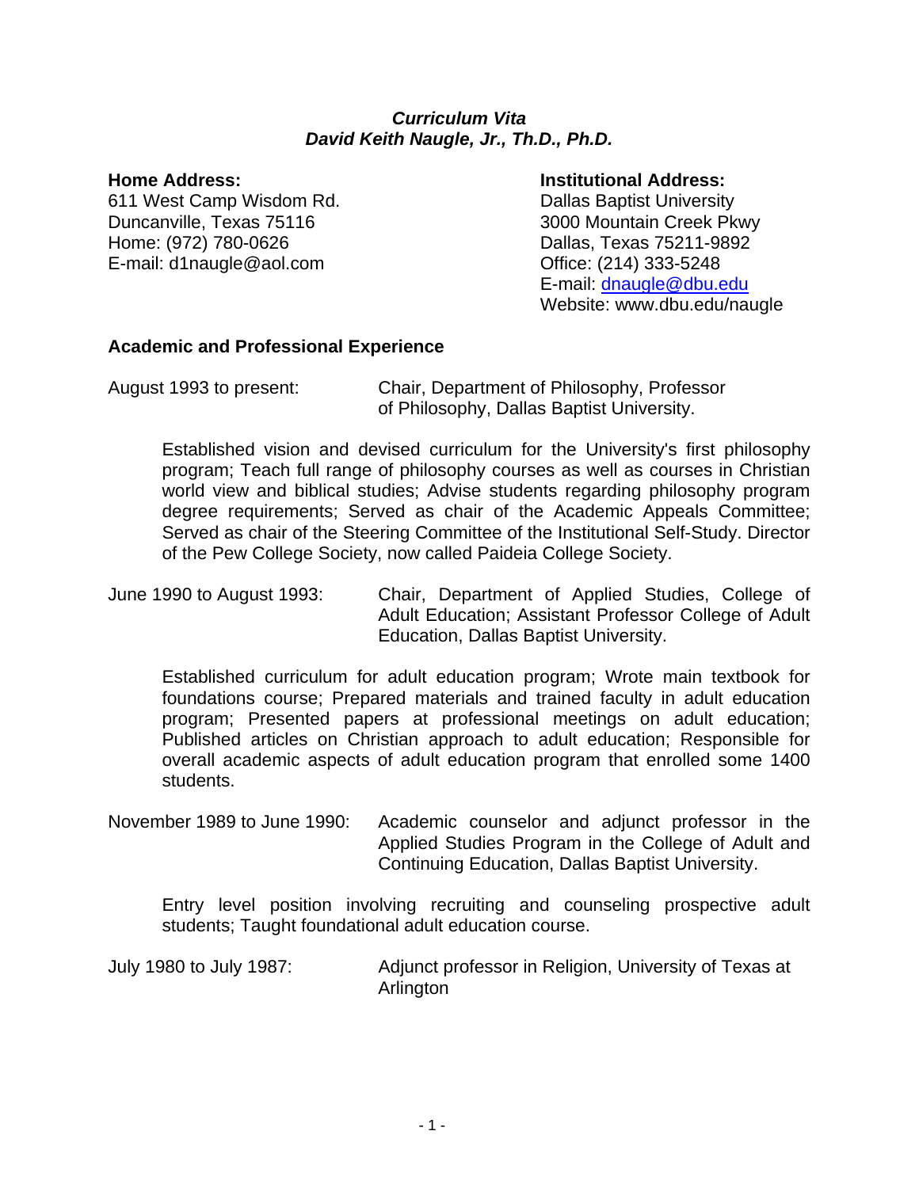***Curriculum Vita***
***David Keith Naugle, Jr., Th.D., Ph.D.***

**Home Address:**
611 West Camp Wisdom Rd.
Duncanville, Texas 75116
Home: (972) 780-0626
E-mail: d1naugle@aol.com

**Institutional Address:**
Dallas Baptist University
3000 Mountain Creek Pkwy
Dallas, Texas 75211-9892
Office: (214) 333-5248
E-mail: dnaugle@dbu.edu
Website: www.dbu.edu/naugle

## Academic and Professional Experience

August 1993 to present: Chair, Department of Philosophy, Professor of Philosophy, Dallas Baptist University.

Established vision and devised curriculum for the University's first philosophy program; Teach full range of philosophy courses as well as courses in Christian world view and biblical studies; Advise students regarding philosophy program degree requirements; Served as chair of the Academic Appeals Committee; Served as chair of the Steering Committee of the Institutional Self-Study. Director of the Pew College Society, now called Paideia College Society.

June 1990 to August 1993: Chair, Department of Applied Studies, College of Adult Education; Assistant Professor College of Adult Education, Dallas Baptist University.

Established curriculum for adult education program; Wrote main textbook for foundations course; Prepared materials and trained faculty in adult education program; Presented papers at professional meetings on adult education; Published articles on Christian approach to adult education; Responsible for overall academic aspects of adult education program that enrolled some 1400 students.

November 1989 to June 1990: Academic counselor and adjunct professor in the Applied Studies Program in the College of Adult and Continuing Education, Dallas Baptist University.

Entry level position involving recruiting and counseling prospective adult students; Taught foundational adult education course.

July 1980 to July 1987: Adjunct professor in Religion, University of Texas at Arlington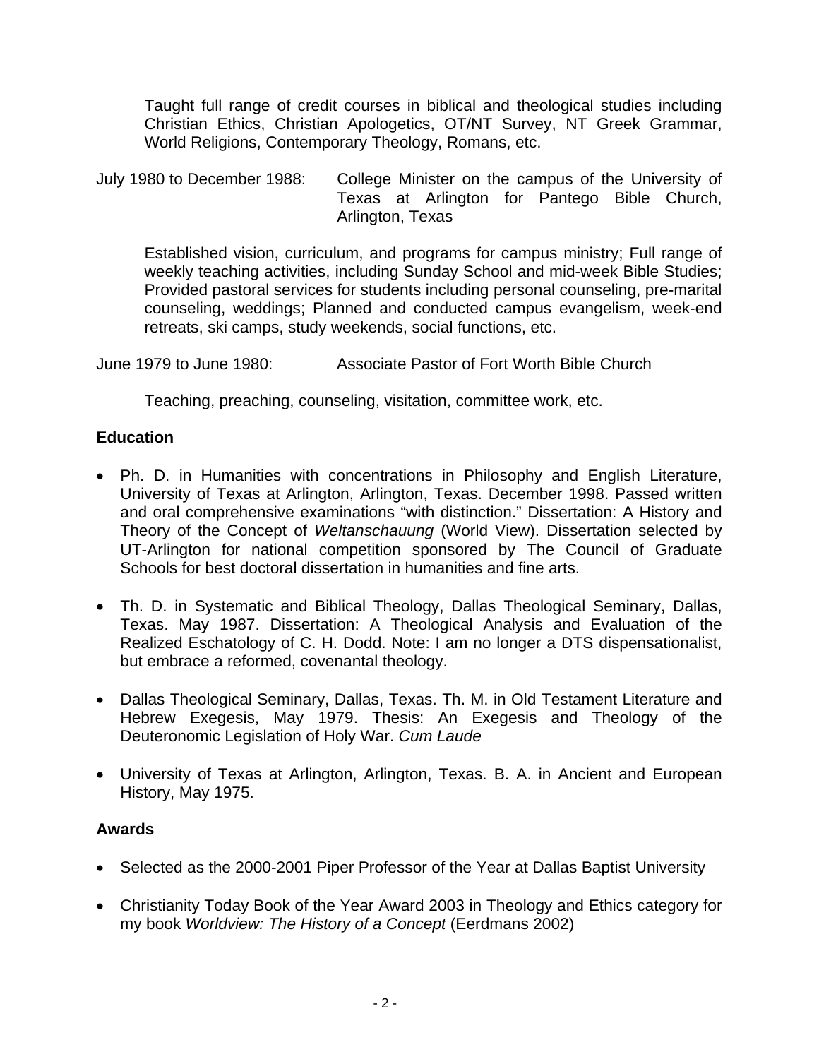Taught full range of credit courses in biblical and theological studies including Christian Ethics, Christian Apologetics, OT/NT Survey, NT Greek Grammar, World Religions, Contemporary Theology, Romans, etc.

July 1980 to December 1988: College Minister on the campus of the University of Texas at Arlington for Pantego Bible Church, Arlington, Texas

Established vision, curriculum, and programs for campus ministry; Full range of weekly teaching activities, including Sunday School and mid-week Bible Studies; Provided pastoral services for students including personal counseling, pre-marital counseling, weddings; Planned and conducted campus evangelism, week-end retreats, ski camps, study weekends, social functions, etc.

June 1979 to June 1980: Associate Pastor of Fort Worth Bible Church

Teaching, preaching, counseling, visitation, committee work, etc.

### Education

- Ph. D. in Humanities with concentrations in Philosophy and English Literature, University of Texas at Arlington, Arlington, Texas. December 1998. Passed written and oral comprehensive examinations "with distinction." Dissertation: A History and Theory of the Concept of *Weltanschauung* (World View). Dissertation selected by UT-Arlington for national competition sponsored by The Council of Graduate Schools for best doctoral dissertation in humanities and fine arts.

- Th. D. in Systematic and Biblical Theology, Dallas Theological Seminary, Dallas, Texas. May 1987. Dissertation: A Theological Analysis and Evaluation of the Realized Eschatology of C. H. Dodd. Note: I am no longer a DTS dispensationalist, but embrace a reformed, covenantal theology.

- Dallas Theological Seminary, Dallas, Texas. Th. M. in Old Testament Literature and Hebrew Exegesis, May 1979. Thesis: An Exegesis and Theology of the Deuteronomic Legislation of Holy War. *Cum Laude*

- University of Texas at Arlington, Arlington, Texas. B. A. in Ancient and European History, May 1975.

### Awards

- Selected as the 2000-2001 Piper Professor of the Year at Dallas Baptist University

- Christianity Today Book of the Year Award 2003 in Theology and Ethics category for my book *Worldview: The History of a Concept* (Eerdmans 2002)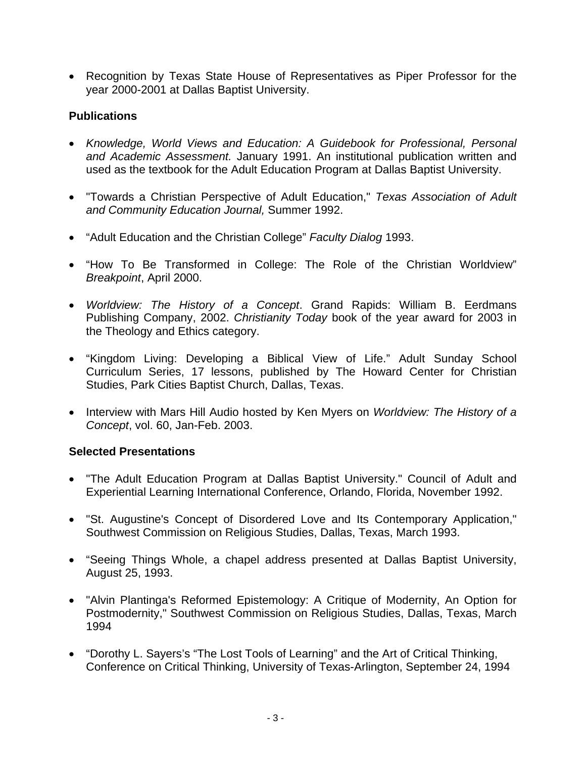- Recognition by Texas State House of Representatives as Piper Professor for the year 2000-2001 at Dallas Baptist University.

**Publications**

- *Knowledge, World Views and Education: A Guidebook for Professional, Personal and Academic Assessment.* January 1991. An institutional publication written and used as the textbook for the Adult Education Program at Dallas Baptist University.
- "Towards a Christian Perspective of Adult Education," *Texas Association of Adult and Community Education Journal,* Summer 1992.
- "Adult Education and the Christian College" *Faculty Dialog* 1993.
- "How To Be Transformed in College: The Role of the Christian Worldview" *Breakpoint*, April 2000.
- *Worldview: The History of a Concept*. Grand Rapids: William B. Eerdmans Publishing Company, 2002. *Christianity Today* book of the year award for 2003 in the Theology and Ethics category.
- "Kingdom Living: Developing a Biblical View of Life." Adult Sunday School Curriculum Series, 17 lessons, published by The Howard Center for Christian Studies, Park Cities Baptist Church, Dallas, Texas.
- Interview with Mars Hill Audio hosted by Ken Myers on *Worldview: The History of a Concept*, vol. 60, Jan-Feb. 2003.

**Selected Presentations**

- "The Adult Education Program at Dallas Baptist University." Council of Adult and Experiential Learning International Conference, Orlando, Florida, November 1992.
- "St. Augustine's Concept of Disordered Love and Its Contemporary Application," Southwest Commission on Religious Studies, Dallas, Texas, March 1993.
- "Seeing Things Whole, a chapel address presented at Dallas Baptist University, August 25, 1993.
- "Alvin Plantinga's Reformed Epistemology: A Critique of Modernity, An Option for Postmodernity," Southwest Commission on Religious Studies, Dallas, Texas, March 1994
- "Dorothy L. Sayers's "The Lost Tools of Learning" and the Art of Critical Thinking, Conference on Critical Thinking, University of Texas-Arlington, September 24, 1994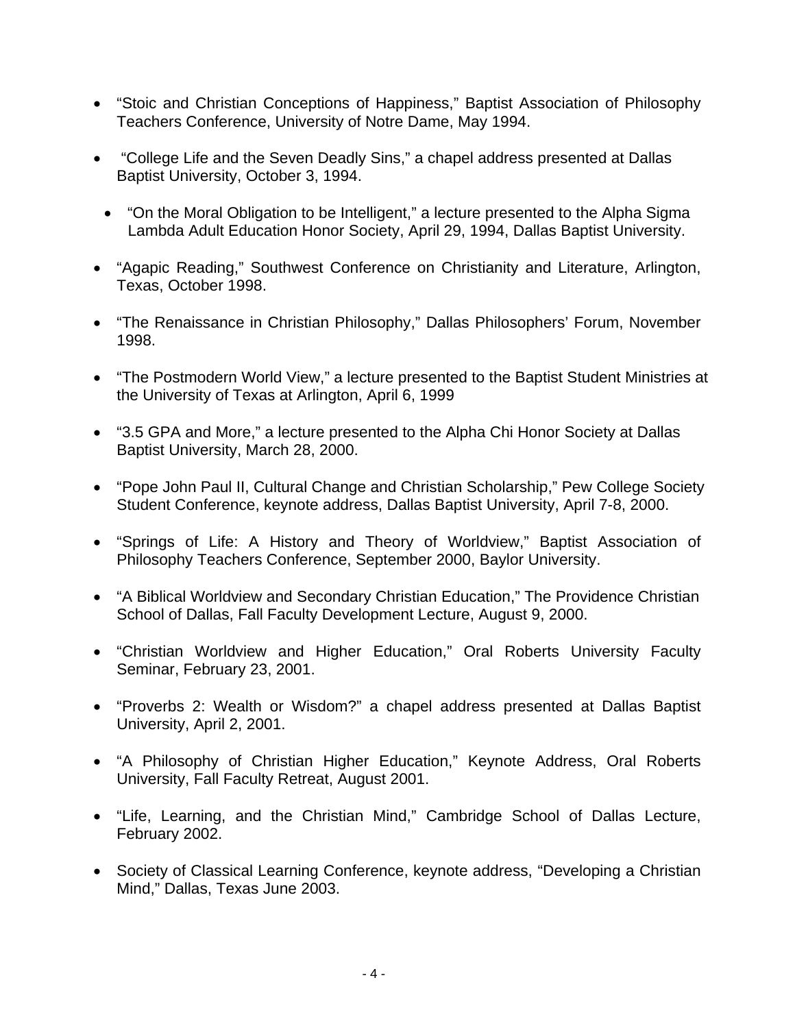- "Stoic and Christian Conceptions of Happiness," Baptist Association of Philosophy Teachers Conference, University of Notre Dame, May 1994.

- "College Life and the Seven Deadly Sins," a chapel address presented at Dallas Baptist University, October 3, 1994.

- "On the Moral Obligation to be Intelligent," a lecture presented to the Alpha Sigma Lambda Adult Education Honor Society, April 29, 1994, Dallas Baptist University.

- "Agapic Reading," Southwest Conference on Christianity and Literature, Arlington, Texas, October 1998.

- "The Renaissance in Christian Philosophy," Dallas Philosophers' Forum, November 1998.

- "The Postmodern World View," a lecture presented to the Baptist Student Ministries at the University of Texas at Arlington, April 6, 1999

- "3.5 GPA and More," a lecture presented to the Alpha Chi Honor Society at Dallas Baptist University, March 28, 2000.

- "Pope John Paul II, Cultural Change and Christian Scholarship," Pew College Society Student Conference, keynote address, Dallas Baptist University, April 7-8, 2000.

- "Springs of Life: A History and Theory of Worldview," Baptist Association of Philosophy Teachers Conference, September 2000, Baylor University.

- "A Biblical Worldview and Secondary Christian Education," The Providence Christian School of Dallas, Fall Faculty Development Lecture, August 9, 2000.

- "Christian Worldview and Higher Education," Oral Roberts University Faculty Seminar, February 23, 2001.

- "Proverbs 2: Wealth or Wisdom?" a chapel address presented at Dallas Baptist University, April 2, 2001.

- "A Philosophy of Christian Higher Education," Keynote Address, Oral Roberts University, Fall Faculty Retreat, August 2001.

- "Life, Learning, and the Christian Mind," Cambridge School of Dallas Lecture, February 2002.

- Society of Classical Learning Conference, keynote address, "Developing a Christian Mind," Dallas, Texas June 2003.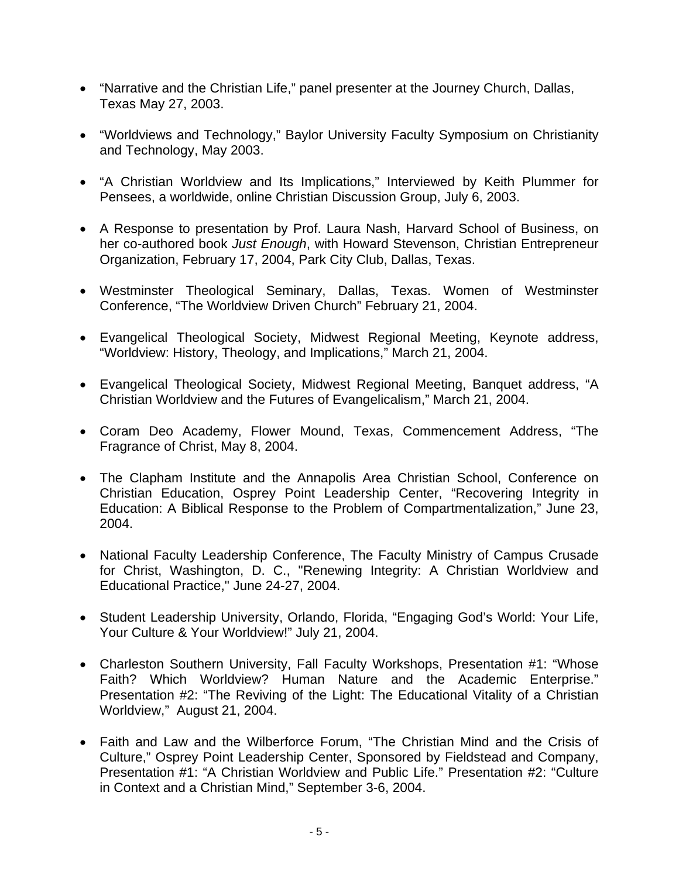- “Narrative and the Christian Life,” panel presenter at the Journey Church, Dallas, Texas May 27, 2003.

- “Worldviews and Technology,” Baylor University Faculty Symposium on Christianity and Technology, May 2003.

- “A Christian Worldview and Its Implications,” Interviewed by Keith Plummer for Pensees, a worldwide, online Christian Discussion Group, July 6, 2003.

- A Response to presentation by Prof. Laura Nash, Harvard School of Business, on her co-authored book *Just Enough*, with Howard Stevenson, Christian Entrepreneur Organization, February 17, 2004, Park City Club, Dallas, Texas.

- Westminster Theological Seminary, Dallas, Texas. Women of Westminster Conference, “The Worldview Driven Church” February 21, 2004.

- Evangelical Theological Society, Midwest Regional Meeting, Keynote address, “Worldview: History, Theology, and Implications,” March 21, 2004.

- Evangelical Theological Society, Midwest Regional Meeting, Banquet address, “A Christian Worldview and the Futures of Evangelicalism,” March 21, 2004.

- Coram Deo Academy, Flower Mound, Texas, Commencement Address, “The Fragrance of Christ, May 8, 2004.

- The Clapham Institute and the Annapolis Area Christian School, Conference on Christian Education, Osprey Point Leadership Center, “Recovering Integrity in Education: A Biblical Response to the Problem of Compartmentalization,” June 23, 2004.

- National Faculty Leadership Conference, The Faculty Ministry of Campus Crusade for Christ, Washington, D. C., "Renewing Integrity: A Christian Worldview and Educational Practice," June 24-27, 2004.

- Student Leadership University, Orlando, Florida, “Engaging God’s World: Your Life, Your Culture & Your Worldview!” July 21, 2004.

- Charleston Southern University, Fall Faculty Workshops, Presentation #1: “Whose Faith? Which Worldview? Human Nature and the Academic Enterprise.” Presentation #2: “The Reviving of the Light: The Educational Vitality of a Christian Worldview,” August 21, 2004.

- Faith and Law and the Wilberforce Forum, “The Christian Mind and the Crisis of Culture,” Osprey Point Leadership Center, Sponsored by Fieldstead and Company, Presentation #1: “A Christian Worldview and Public Life.” Presentation #2: “Culture in Context and a Christian Mind,” September 3-6, 2004.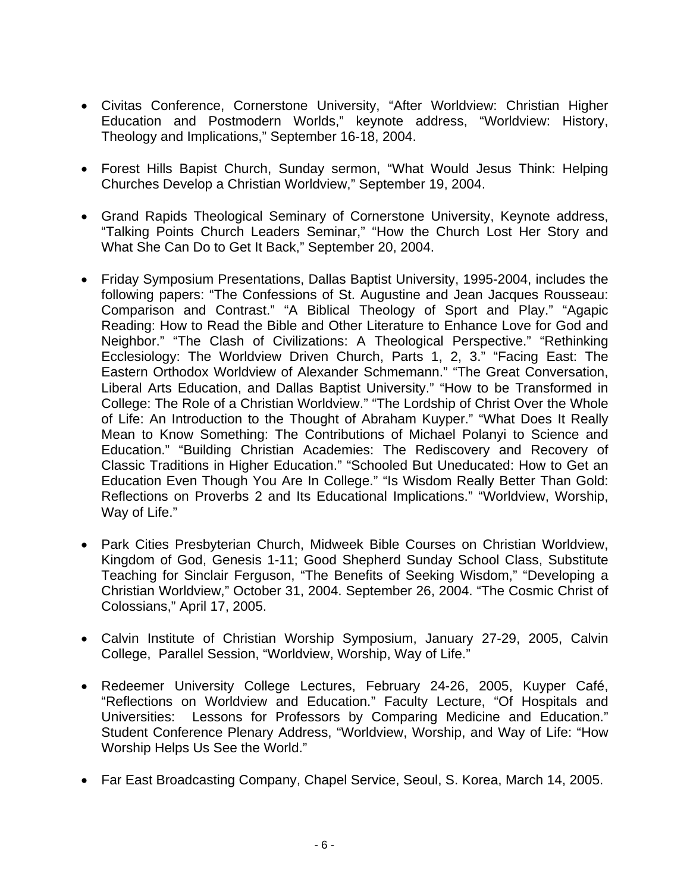- Civitas Conference, Cornerstone University, “After Worldview: Christian Higher Education and Postmodern Worlds,” keynote address, “Worldview: History, Theology and Implications,” September 16-18, 2004.

- Forest Hills Bapist Church, Sunday sermon, “What Would Jesus Think: Helping Churches Develop a Christian Worldview,” September 19, 2004.

- Grand Rapids Theological Seminary of Cornerstone University, Keynote address, “Talking Points Church Leaders Seminar,” “How the Church Lost Her Story and What She Can Do to Get It Back,” September 20, 2004.

- Friday Symposium Presentations, Dallas Baptist University, 1995-2004, includes the following papers: “The Confessions of St. Augustine and Jean Jacques Rousseau: Comparison and Contrast.” “A Biblical Theology of Sport and Play.” “Agapic Reading: How to Read the Bible and Other Literature to Enhance Love for God and Neighbor.” “The Clash of Civilizations: A Theological Perspective.” “Rethinking Ecclesiology: The Worldview Driven Church, Parts 1, 2, 3.” “Facing East: The Eastern Orthodox Worldview of Alexander Schmemann.” “The Great Conversation, Liberal Arts Education, and Dallas Baptist University.” “How to be Transformed in College: The Role of a Christian Worldview.” “The Lordship of Christ Over the Whole of Life: An Introduction to the Thought of Abraham Kuyper.” “What Does It Really Mean to Know Something: The Contributions of Michael Polanyi to Science and Education.” “Building Christian Academies: The Rediscovery and Recovery of Classic Traditions in Higher Education.” “Schooled But Uneducated: How to Get an Education Even Though You Are In College.” “Is Wisdom Really Better Than Gold: Reflections on Proverbs 2 and Its Educational Implications.” “Worldview, Worship, Way of Life.”

- Park Cities Presbyterian Church, Midweek Bible Courses on Christian Worldview, Kingdom of God, Genesis 1-11; Good Shepherd Sunday School Class, Substitute Teaching for Sinclair Ferguson, “The Benefits of Seeking Wisdom,” “Developing a Christian Worldview,” October 31, 2004. September 26, 2004. “The Cosmic Christ of Colossians,” April 17, 2005.

- Calvin Institute of Christian Worship Symposium, January 27-29, 2005, Calvin College, Parallel Session, “Worldview, Worship, Way of Life.”

- Redeemer University College Lectures, February 24-26, 2005, Kuyper Café, “Reflections on Worldview and Education.” Faculty Lecture, “Of Hospitals and Universities: Lessons for Professors by Comparing Medicine and Education.” Student Conference Plenary Address, “Worldview, Worship, and Way of Life: “How Worship Helps Us See the World.”

- Far East Broadcasting Company, Chapel Service, Seoul, S. Korea, March 14, 2005.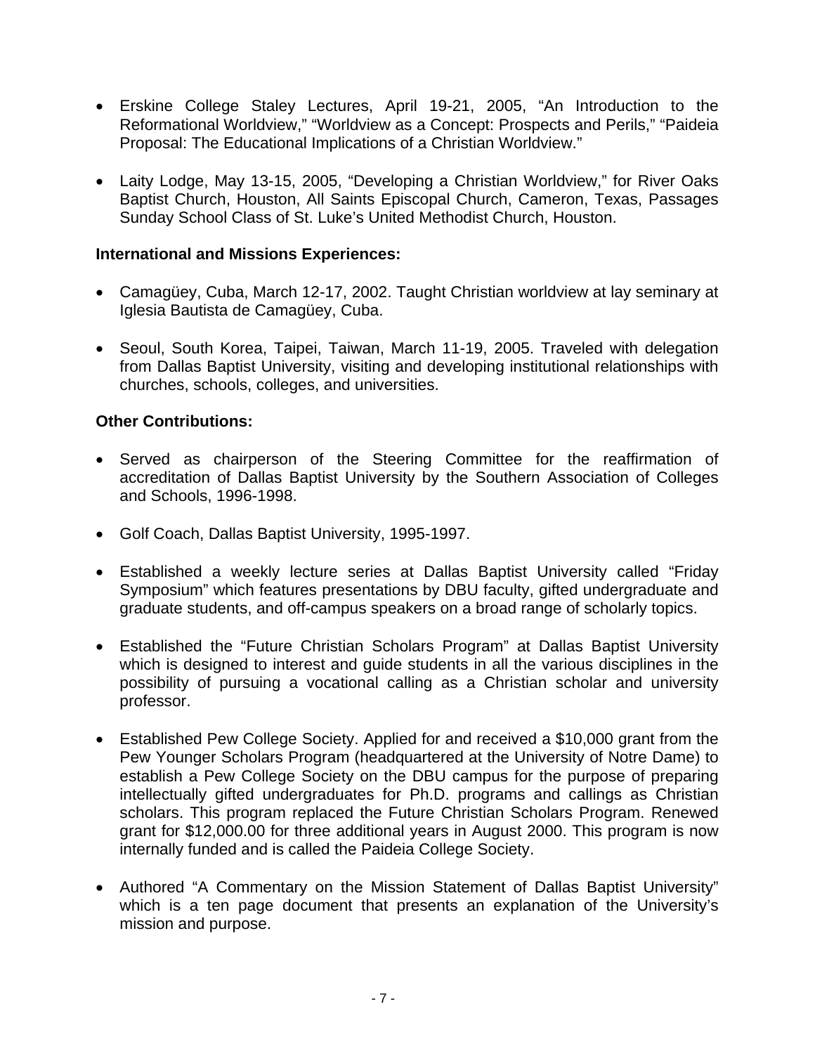- Erskine College Staley Lectures, April 19-21, 2005, "An Introduction to the Reformational Worldview," "Worldview as a Concept: Prospects and Perils," "Paideia Proposal: The Educational Implications of a Christian Worldview."

- Laity Lodge, May 13-15, 2005, "Developing a Christian Worldview," for River Oaks Baptist Church, Houston, All Saints Episcopal Church, Cameron, Texas, Passages Sunday School Class of St. Luke's United Methodist Church, Houston.

**International and Missions Experiences:**

- Camagüey, Cuba, March 12-17, 2002. Taught Christian worldview at lay seminary at Iglesia Bautista de Camagüey, Cuba.

- Seoul, South Korea, Taipei, Taiwan, March 11-19, 2005. Traveled with delegation from Dallas Baptist University, visiting and developing institutional relationships with churches, schools, colleges, and universities.

**Other Contributions:**

- Served as chairperson of the Steering Committee for the reaffirmation of accreditation of Dallas Baptist University by the Southern Association of Colleges and Schools, 1996-1998.

- Golf Coach, Dallas Baptist University, 1995-1997.

- Established a weekly lecture series at Dallas Baptist University called "Friday Symposium" which features presentations by DBU faculty, gifted undergraduate and graduate students, and off-campus speakers on a broad range of scholarly topics.

- Established the "Future Christian Scholars Program" at Dallas Baptist University which is designed to interest and guide students in all the various disciplines in the possibility of pursuing a vocational calling as a Christian scholar and university professor.

- Established Pew College Society. Applied for and received a $10,000 grant from the Pew Younger Scholars Program (headquartered at the University of Notre Dame) to establish a Pew College Society on the DBU campus for the purpose of preparing intellectually gifted undergraduates for Ph.D. programs and callings as Christian scholars. This program replaced the Future Christian Scholars Program. Renewed grant for $12,000.00 for three additional years in August 2000. This program is now internally funded and is called the Paideia College Society.

- Authored "A Commentary on the Mission Statement of Dallas Baptist University" which is a ten page document that presents an explanation of the University's mission and purpose.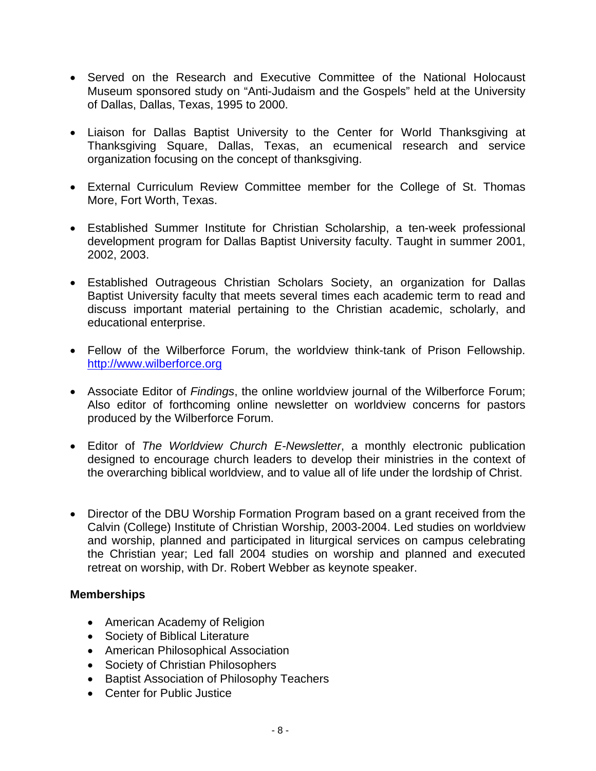- Served on the Research and Executive Committee of the National Holocaust Museum sponsored study on “Anti-Judaism and the Gospels” held at the University of Dallas, Dallas, Texas, 1995 to 2000.

- Liaison for Dallas Baptist University to the Center for World Thanksgiving at Thanksgiving Square, Dallas, Texas, an ecumenical research and service organization focusing on the concept of thanksgiving.

- External Curriculum Review Committee member for the College of St. Thomas More, Fort Worth, Texas.

- Established Summer Institute for Christian Scholarship, a ten-week professional development program for Dallas Baptist University faculty. Taught in summer 2001, 2002, 2003.

- Established Outrageous Christian Scholars Society, an organization for Dallas Baptist University faculty that meets several times each academic term to read and discuss important material pertaining to the Christian academic, scholarly, and educational enterprise.

- Fellow of the Wilberforce Forum, the worldview think-tank of Prison Fellowship. [http://www.wilberforce.org](http://www.wilberforce.org)

- Associate Editor of *Findings*, the online worldview journal of the Wilberforce Forum; Also editor of forthcoming online newsletter on worldview concerns for pastors produced by the Wilberforce Forum.

- Editor of *The Worldview Church E-Newsletter*, a monthly electronic publication designed to encourage church leaders to develop their ministries in the context of the overarching biblical worldview, and to value all of life under the lordship of Christ.

- Director of the DBU Worship Formation Program based on a grant received from the Calvin (College) Institute of Christian Worship, 2003-2004. Led studies on worldview and worship, planned and participated in liturgical services on campus celebrating the Christian year; Led fall 2004 studies on worship and planned and executed retreat on worship, with Dr. Robert Webber as keynote speaker.

**Memberships**

- American Academy of Religion
- Society of Biblical Literature
- American Philosophical Association
- Society of Christian Philosophers
- Baptist Association of Philosophy Teachers
- Center for Public Justice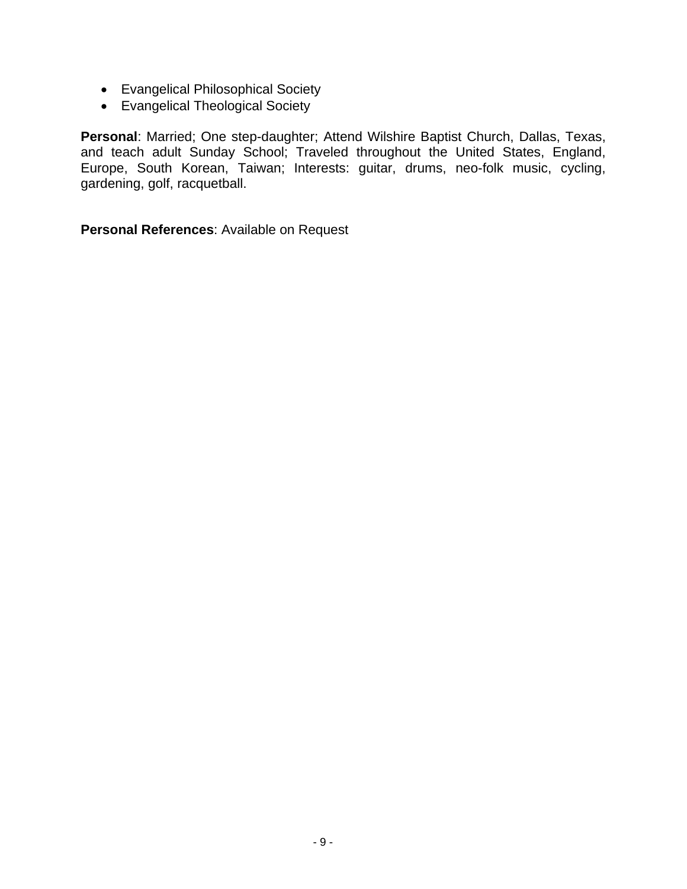- Evangelical Philosophical Society
- Evangelical Theological Society

**Personal**: Married; One step-daughter; Attend Wilshire Baptist Church, Dallas, Texas, and teach adult Sunday School; Traveled throughout the United States, England, Europe, South Korean, Taiwan; Interests: guitar, drums, neo-folk music, cycling, gardening, golf, racquetball.

**Personal References**: Available on Request